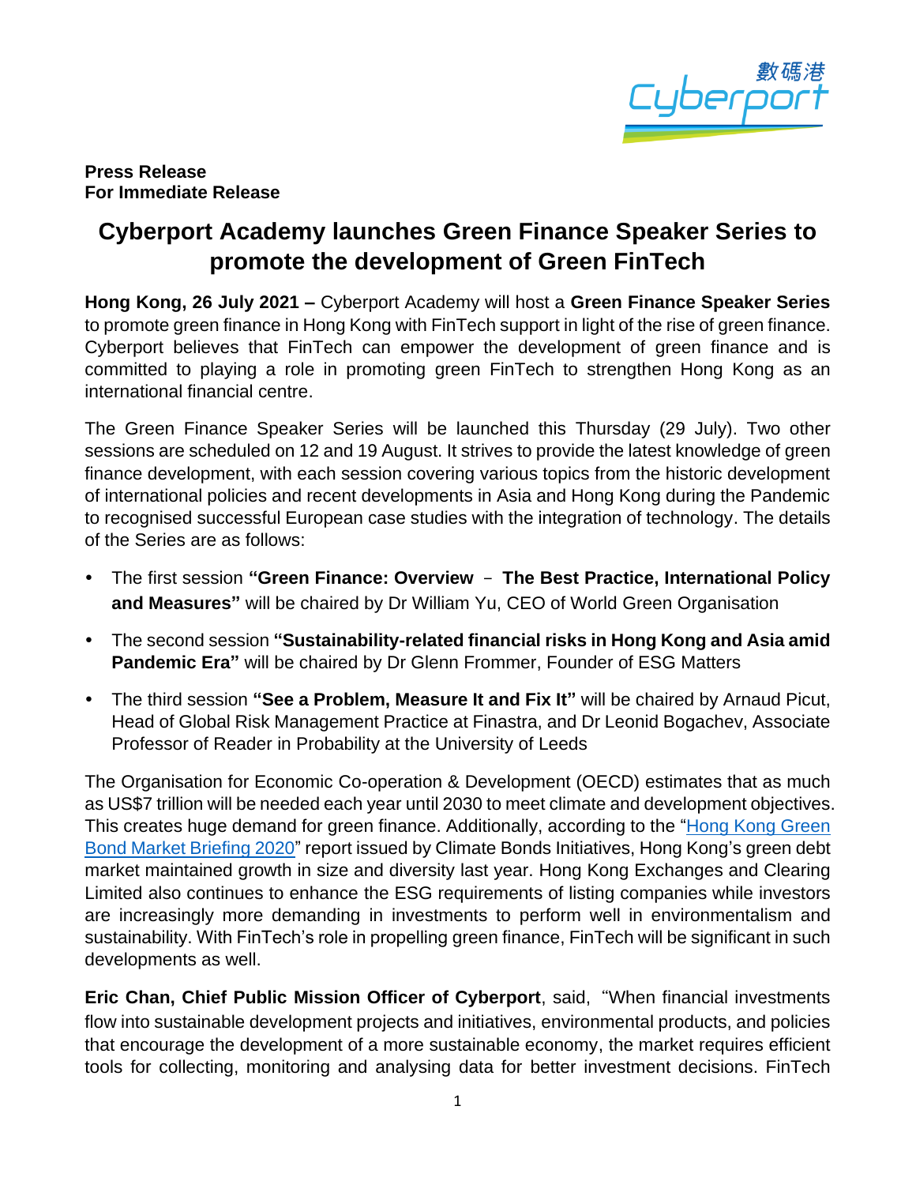**Press Release**
**For Immediate Release**

# Cyberport Academy launches Green Finance Speaker Series to promote the development of Green FinTech

**Hong Kong, 26 July 2021 –** Cyberport Academy will host a **Green Finance Speaker Series** to promote green finance in Hong Kong with FinTech support in light of the rise of green finance. Cyberport believes that FinTech can empower the development of green finance and is committed to playing a role in promoting green FinTech to strengthen Hong Kong as an international financial centre.

The Green Finance Speaker Series will be launched this Thursday (29 July). Two other sessions are scheduled on 12 and 19 August. It strives to provide the latest knowledge of green finance development, with each session covering various topics from the historic development of international policies and recent developments in Asia and Hong Kong during the Pandemic to recognised successful European case studies with the integration of technology. The details of the Series are as follows:

- The first session **"Green Finance: Overview – The Best Practice, International Policy and Measures"** will be chaired by Dr William Yu, CEO of World Green Organisation
- The second session **"Sustainability-related financial risks in Hong Kong and Asia amid Pandemic Era"** will be chaired by Dr Glenn Frommer, Founder of ESG Matters
- The third session **"See a Problem, Measure It and Fix It"** will be chaired by Arnaud Picut, Head of Global Risk Management Practice at Finastra, and Dr Leonid Bogachev, Associate Professor of Reader in Probability at the University of Leeds

The Organisation for Economic Co-operation & Development (OECD) estimates that as much as US$7 trillion will be needed each year until 2030 to meet climate and development objectives. This creates huge demand for green finance. Additionally, according to the "Hong Kong Green Bond Market Briefing 2020" report issued by Climate Bonds Initiatives, Hong Kong's green debt market maintained growth in size and diversity last year. Hong Kong Exchanges and Clearing Limited also continues to enhance the ESG requirements of listing companies while investors are increasingly more demanding in investments to perform well in environmentalism and sustainability. With FinTech's role in propelling green finance, FinTech will be significant in such developments as well.

**Eric Chan, Chief Public Mission Officer of Cyberport**, said, "When financial investments flow into sustainable development projects and initiatives, environmental products, and policies that encourage the development of a more sustainable economy, the market requires efficient tools for collecting, monitoring and analysing data for better investment decisions. FinTech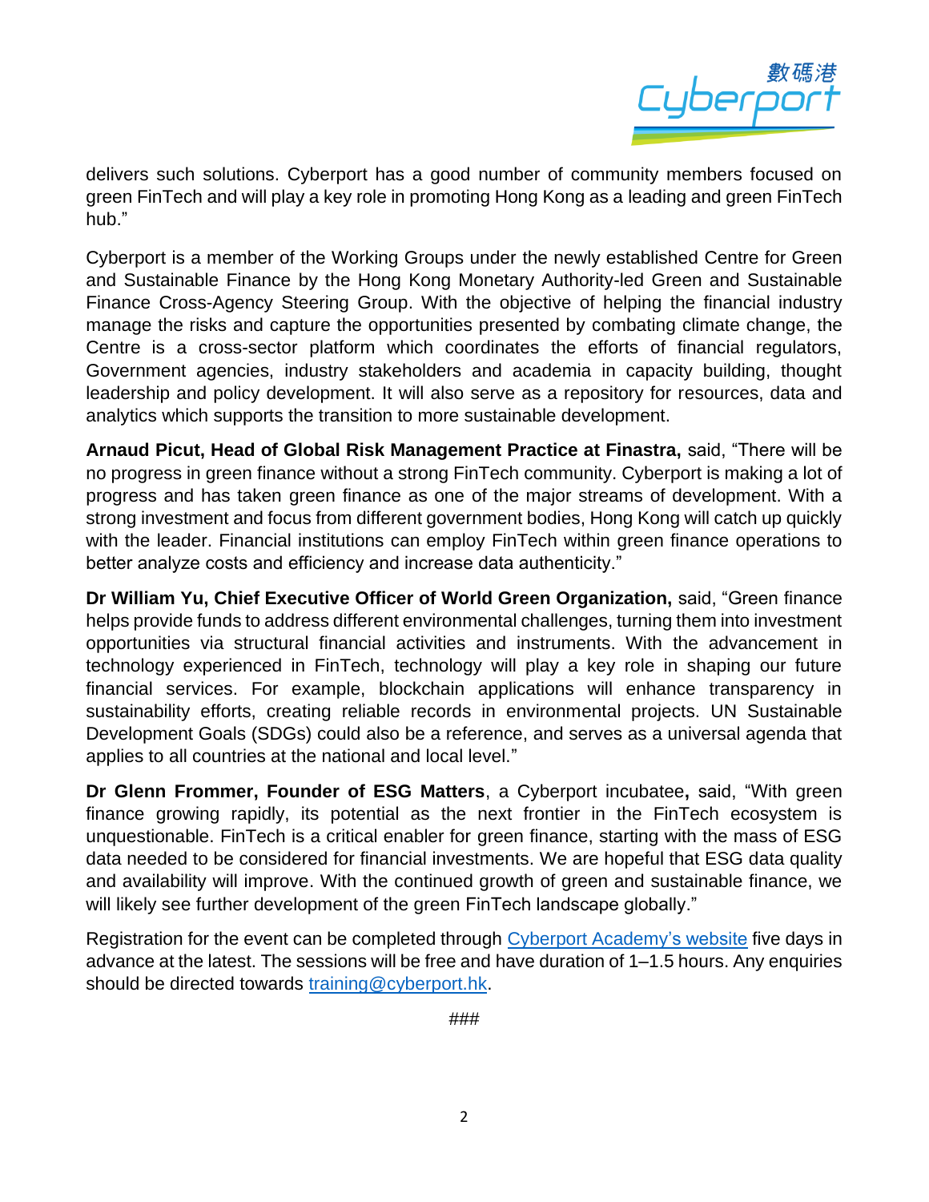delivers such solutions. Cyberport has a good number of community members focused on green FinTech and will play a key role in promoting Hong Kong as a leading and green FinTech hub."

Cyberport is a member of the Working Groups under the newly established Centre for Green and Sustainable Finance by the Hong Kong Monetary Authority-led Green and Sustainable Finance Cross-Agency Steering Group. With the objective of helping the financial industry manage the risks and capture the opportunities presented by combating climate change, the Centre is a cross-sector platform which coordinates the efforts of financial regulators, Government agencies, industry stakeholders and academia in capacity building, thought leadership and policy development. It will also serve as a repository for resources, data and analytics which supports the transition to more sustainable development.

**Arnaud Picut, Head of Global Risk Management Practice at Finastra,** said, "There will be no progress in green finance without a strong FinTech community. Cyberport is making a lot of progress and has taken green finance as one of the major streams of development. With a strong investment and focus from different government bodies, Hong Kong will catch up quickly with the leader. Financial institutions can employ FinTech within green finance operations to better analyze costs and efficiency and increase data authenticity."

**Dr William Yu, Chief Executive Officer of World Green Organization,** said, "Green finance helps provide funds to address different environmental challenges, turning them into investment opportunities via structural financial activities and instruments. With the advancement in technology experienced in FinTech, technology will play a key role in shaping our future financial services. For example, blockchain applications will enhance transparency in sustainability efforts, creating reliable records in environmental projects. UN Sustainable Development Goals (SDGs) could also be a reference, and serves as a universal agenda that applies to all countries at the national and local level."

**Dr Glenn Frommer, Founder of ESG Matters**, a Cyberport incubatee**,** said, "With green finance growing rapidly, its potential as the next frontier in the FinTech ecosystem is unquestionable. FinTech is a critical enabler for green finance, starting with the mass of ESG data needed to be considered for financial investments. We are hopeful that ESG data quality and availability will improve. With the continued growth of green and sustainable finance, we will likely see further development of the green FinTech landscape globally."

Registration for the event can be completed through [Cyberport Academy's website]() five days in advance at the latest. The sessions will be free and have duration of 1–1.5 hours. Any enquiries should be directed towards [training@cyberport.hk]().

###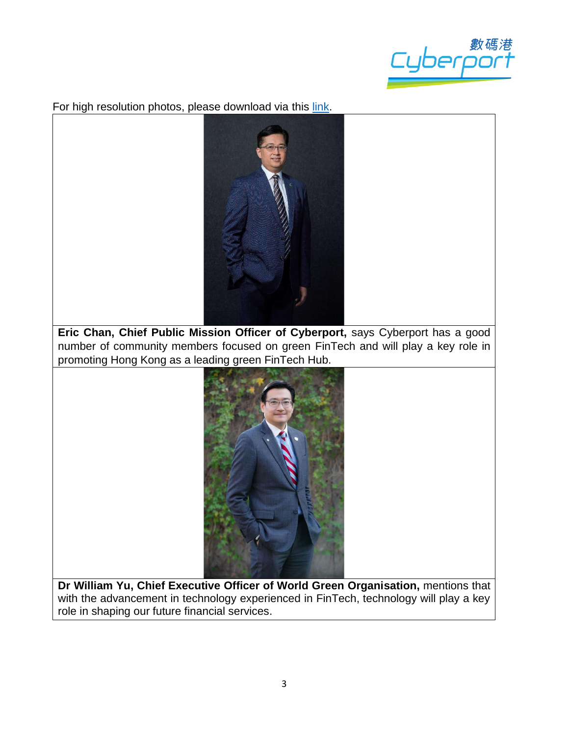For high resolution photos, please download via this link.

**Eric Chan, Chief Public Mission Officer of Cyberport,** says Cyberport has a good number of community members focused on green FinTech and will play a key role in promoting Hong Kong as a leading green FinTech Hub.

**Dr William Yu, Chief Executive Officer of World Green Organisation,** mentions that with the advancement in technology experienced in FinTech, technology will play a key role in shaping our future financial services.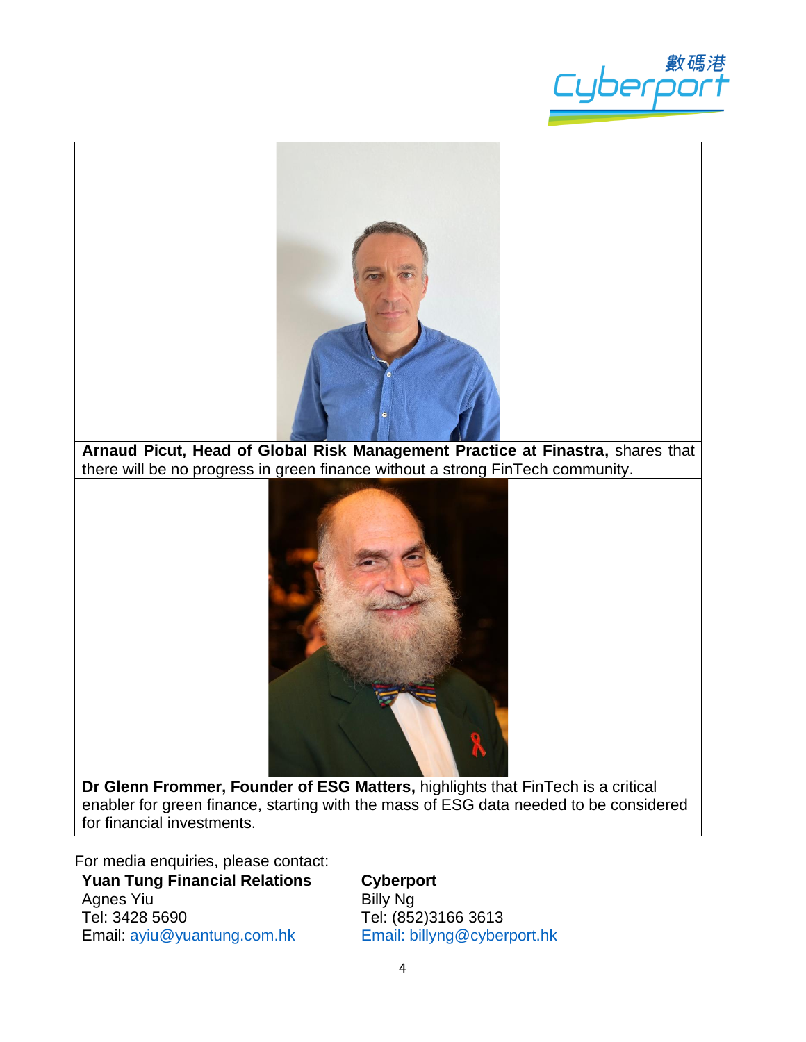**Arnaud Picut, Head of Global Risk Management Practice at Finastra,** shares that there will be no progress in green finance without a strong FinTech community.

**Dr Glenn Frommer, Founder of ESG Matters,** highlights that FinTech is a critical enabler for green finance, starting with the mass of ESG data needed to be considered for financial investments.

For media enquiries, please contact:

**Yuan Tung Financial Relations**
Agnes Yiu
Tel: 3428 5690
Email: ayiu@yuantung.com.hk

**Cyberport**
Billy Ng
Tel: (852)3166 3613
Email: billyng@cyberport.hk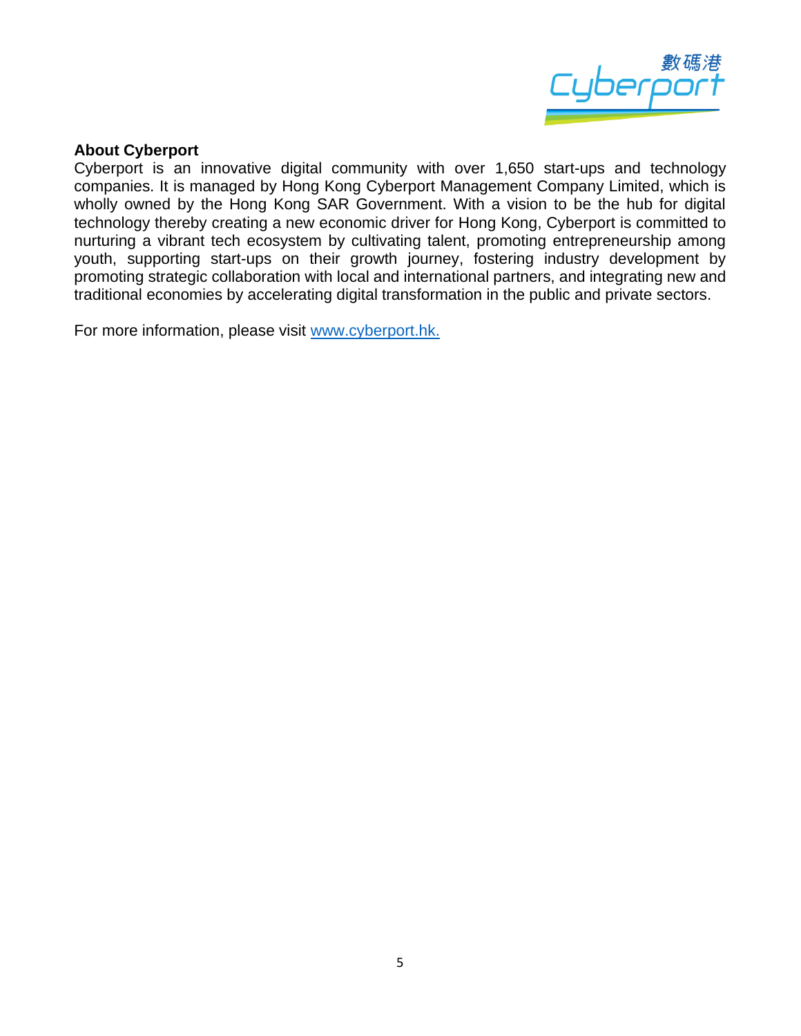**About Cyberport**

Cyberport is an innovative digital community with over 1,650 start-ups and technology companies. It is managed by Hong Kong Cyberport Management Company Limited, which is wholly owned by the Hong Kong SAR Government. With a vision to be the hub for digital technology thereby creating a new economic driver for Hong Kong, Cyberport is committed to nurturing a vibrant tech ecosystem by cultivating talent, promoting entrepreneurship among youth, supporting start-ups on their growth journey, fostering industry development by promoting strategic collaboration with local and international partners, and integrating new and traditional economies by accelerating digital transformation in the public and private sectors.

For more information, please visit www.cyberport.hk.